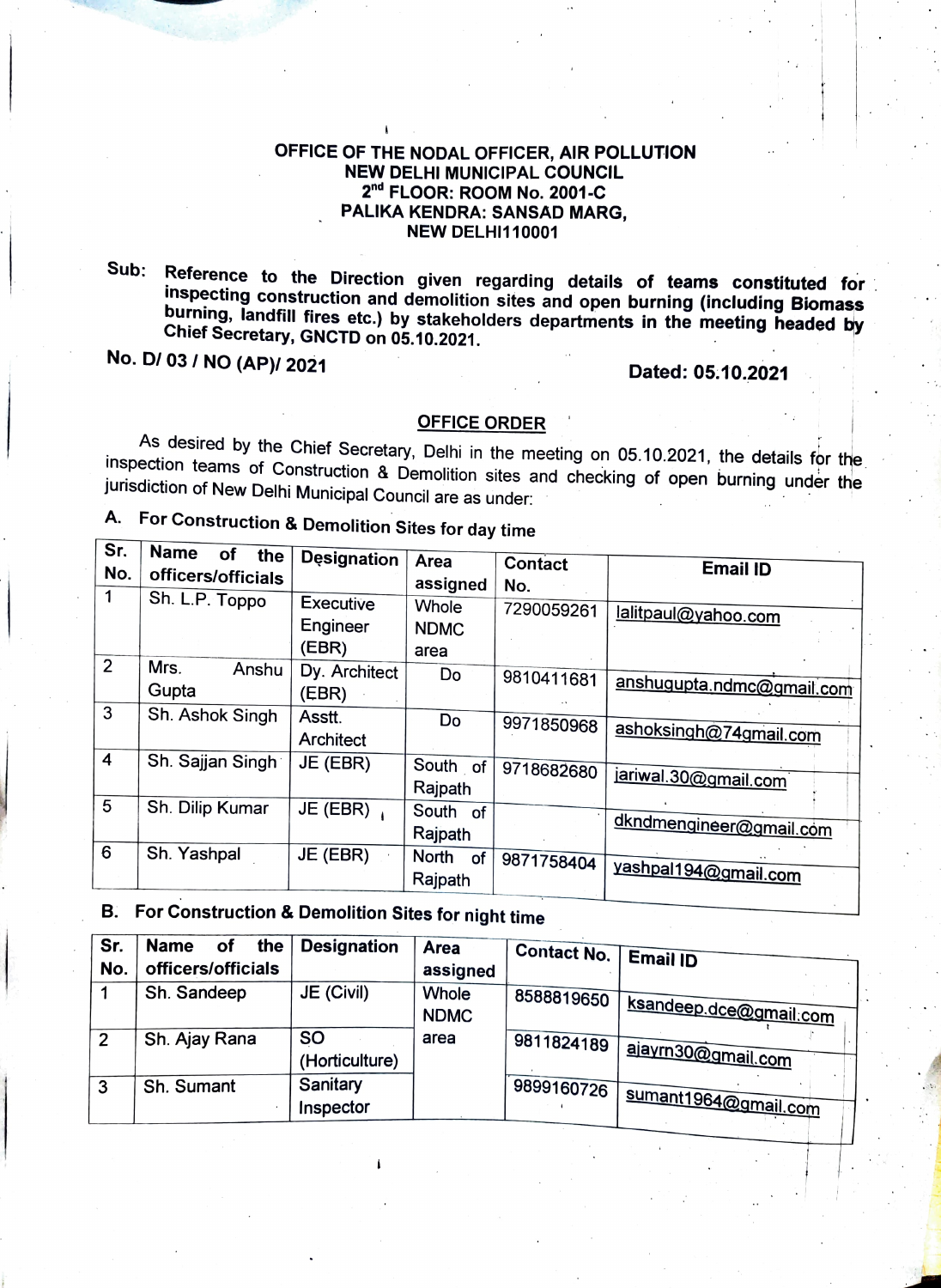**OFFICE OF THE NODAL OFFICER, AIR POLLUTION**
**NEW DELHI MUNICIPAL COUNCIL**
**2nd FLOOR: ROOM No. 2001-C**
**PALIKA KENDRA: SANSAD MARG,**
**NEW DELHI110001**

**Sub:** **Reference to the Direction given regarding details of teams constituted for inspecting construction and demolition sites and open burning (including Biomass burning, landfill fires etc.) by stakeholders departments in the meeting headed by Chief Secretary, GNCTD on 05.10.2021.**

**No. D/ 03 / NO (AP)/ 2021** **Dated: 05.10.2021**

## OFFICE ORDER

As desired by the Chief Secretary, Delhi in the meeting on 05.10.2021, the details for the inspection teams of Construction & Demolition sites and checking of open burning under the jurisdiction of New Delhi Municipal Council are as under:

### A. For Construction & Demolition Sites for day time

| Sr. No. | Name of the officers/officials | Designation | Area assigned | Contact No. | Email ID |
|---|---|---|---|---|---|
| 1 | Sh. L.P. Toppo | Executive Engineer (EBR) | Whole NDMC area | 7290059261 | lalitpaul@yahoo.com |
| 2 | Mrs. Anshu Gupta | Dy. Architect (EBR) | Do | 9810411681 | anshugupta.ndmc@gmail.com |
| 3 | Sh. Ashok Singh | Asstt. Architect | Do | 9971850968 | ashoksingh@74gmail.com |
| 4 | Sh. Sajjan Singh | JE (EBR) | South of Rajpath | 9718682680 | jariwal.30@gmail.com |
| 5 | Sh. Dilip Kumar | JE (EBR) | South of Rajpath | | dkndmengineer@gmail.com |
| 6 | Sh. Yashpal | JE (EBR) | North of Rajpath | 9871758404 | yashpal194@gmail.com |

### B. For Construction & Demolition Sites for night time

| Sr. No. | Name of the officers/officials | Designation | Area assigned | Contact No. | Email ID |
|---|---|---|---|---|---|
| 1 | Sh. Sandeep | JE (Civil) | Whole NDMC area | 8588819650 | ksandeep.dce@gmail.com |
| 2 | Sh. Ajay Rana | SO (Horticulture) | | 9811824189 | ajayrn30@gmail.com |
| 3 | Sh. Sumant | Sanitary Inspector | | 9899160726 | sumant1964@gmail.com |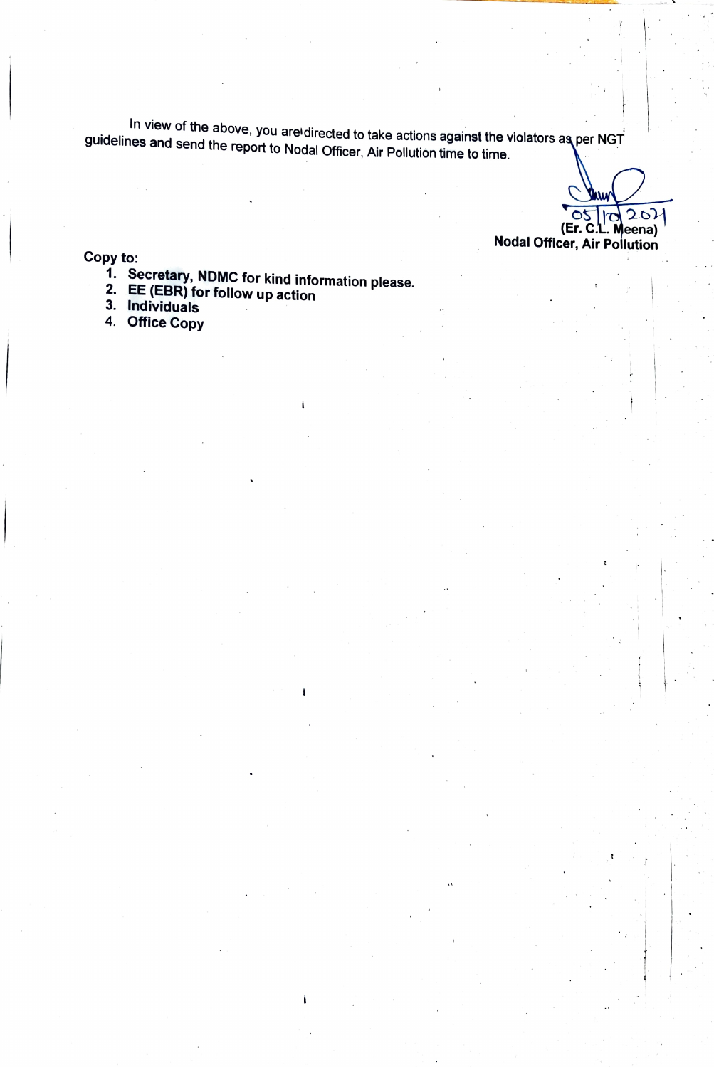In view of the above, you are directed to take actions against the violators as per NGT guidelines and send the report to Nodal Officer, Air Pollution time to time.

05/10/2021
(Er. C.L. Meena)
**Nodal Officer, Air Pollution**

**Copy to:**

1. **Secretary, NDMC for kind information please.**
2. **EE (EBR) for follow up action**
3. **Individuals**
4. **Office Copy**